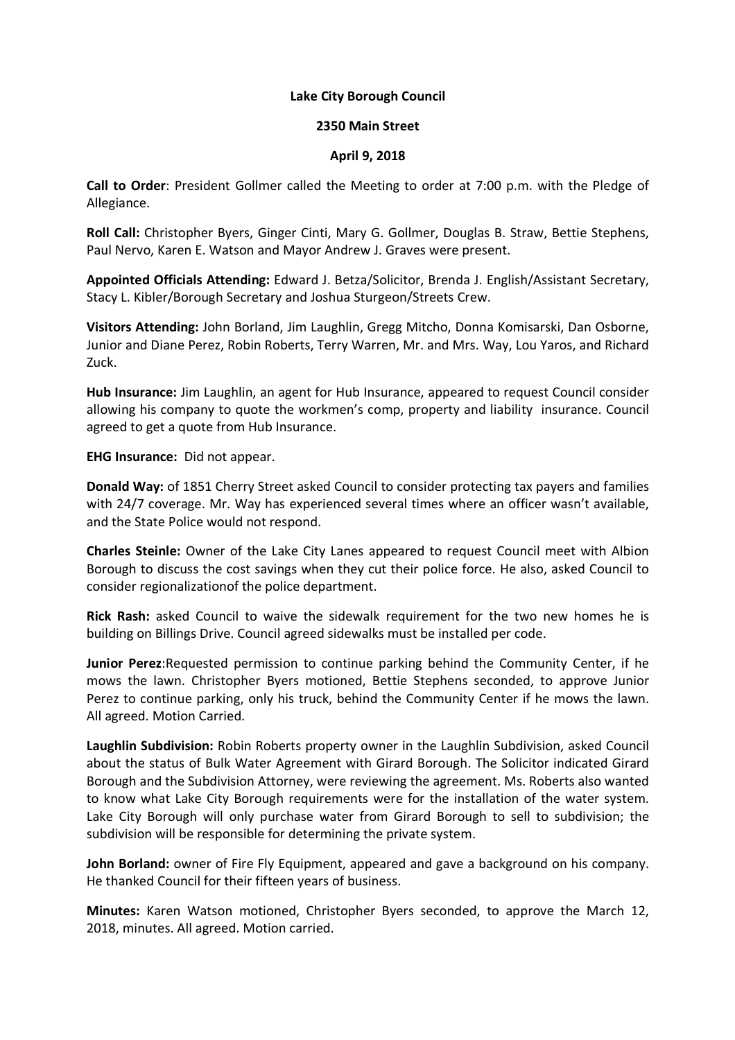**Lake City Borough Council**

**2350 Main Street**

**April 9, 2018**

**Call to Order**: President Gollmer called the Meeting to order at 7:00 p.m. with the Pledge of Allegiance.

**Roll Call:** Christopher Byers, Ginger Cinti, Mary G. Gollmer, Douglas B. Straw, Bettie Stephens, Paul Nervo, Karen E. Watson and Mayor Andrew J. Graves were present.

**Appointed Officials Attending:** Edward J. Betza/Solicitor, Brenda J. English/Assistant Secretary, Stacy L. Kibler/Borough Secretary and Joshua Sturgeon/Streets Crew.

**Visitors Attending:** John Borland, Jim Laughlin, Gregg Mitcho, Donna Komisarski, Dan Osborne, Junior and Diane Perez, Robin Roberts, Terry Warren, Mr. and Mrs. Way, Lou Yaros, and Richard Zuck.

**Hub Insurance:** Jim Laughlin, an agent for Hub Insurance, appeared to request Council consider allowing his company to quote the workmen's comp, property and liability insurance. Council agreed to get a quote from Hub Insurance.

**EHG Insurance:** Did not appear.

**Donald Way:** of 1851 Cherry Street asked Council to consider protecting tax payers and families with 24/7 coverage. Mr. Way has experienced several times where an officer wasn't available, and the State Police would not respond.

**Charles Steinle:** Owner of the Lake City Lanes appeared to request Council meet with Albion Borough to discuss the cost savings when they cut their police force. He also, asked Council to consider regionalizationof the police department.

**Rick Rash:** asked Council to waive the sidewalk requirement for the two new homes he is building on Billings Drive. Council agreed sidewalks must be installed per code.

**Junior Perez**:Requested permission to continue parking behind the Community Center, if he mows the lawn. Christopher Byers motioned, Bettie Stephens seconded, to approve Junior Perez to continue parking, only his truck, behind the Community Center if he mows the lawn. All agreed. Motion Carried.

**Laughlin Subdivision:** Robin Roberts property owner in the Laughlin Subdivision, asked Council about the status of Bulk Water Agreement with Girard Borough. The Solicitor indicated Girard Borough and the Subdivision Attorney, were reviewing the agreement. Ms. Roberts also wanted to know what Lake City Borough requirements were for the installation of the water system. Lake City Borough will only purchase water from Girard Borough to sell to subdivision; the subdivision will be responsible for determining the private system.

**John Borland:** owner of Fire Fly Equipment, appeared and gave a background on his company. He thanked Council for their fifteen years of business.

**Minutes:** Karen Watson motioned, Christopher Byers seconded, to approve the March 12, 2018, minutes. All agreed. Motion carried.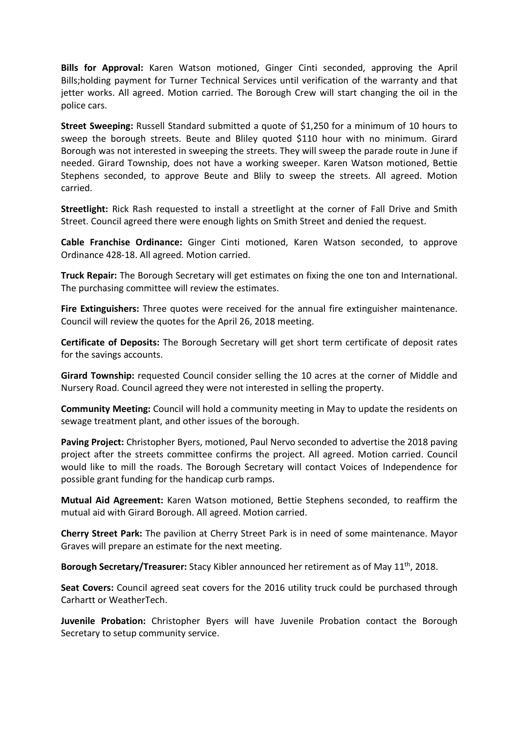**Bills for Approval:** Karen Watson motioned, Ginger Cinti seconded, approving the April Bills;holding payment for Turner Technical Services until verification of the warranty and that jetter works. All agreed. Motion carried. The Borough Crew will start changing the oil in the police cars.

**Street Sweeping:** Russell Standard submitted a quote of $1,250 for a minimum of 10 hours to sweep the borough streets. Beute and Bliley quoted $110 hour with no minimum. Girard Borough was not interested in sweeping the streets. They will sweep the parade route in June if needed. Girard Township, does not have a working sweeper. Karen Watson motioned, Bettie Stephens seconded, to approve Beute and Blily to sweep the streets. All agreed. Motion carried.

**Streetlight:** Rick Rash requested to install a streetlight at the corner of Fall Drive and Smith Street. Council agreed there were enough lights on Smith Street and denied the request.

**Cable Franchise Ordinance:** Ginger Cinti motioned, Karen Watson seconded, to approve Ordinance 428-18. All agreed. Motion carried.

**Truck Repair:** The Borough Secretary will get estimates on fixing the one ton and International. The purchasing committee will review the estimates.

**Fire Extinguishers:** Three quotes were received for the annual fire extinguisher maintenance. Council will review the quotes for the April 26, 2018 meeting.

**Certificate of Deposits:** The Borough Secretary will get short term certificate of deposit rates for the savings accounts.

**Girard Township:** requested Council consider selling the 10 acres at the corner of Middle and Nursery Road. Council agreed they were not interested in selling the property.

**Community Meeting:** Council will hold a community meeting in May to update the residents on sewage treatment plant, and other issues of the borough.

**Paving Project:** Christopher Byers, motioned, Paul Nervo seconded to advertise the 2018 paving project after the streets committee confirms the project. All agreed. Motion carried. Council would like to mill the roads. The Borough Secretary will contact Voices of Independence for possible grant funding for the handicap curb ramps.

**Mutual Aid Agreement:** Karen Watson motioned, Bettie Stephens seconded, to reaffirm the mutual aid with Girard Borough. All agreed. Motion carried.

**Cherry Street Park:** The pavilion at Cherry Street Park is in need of some maintenance. Mayor Graves will prepare an estimate for the next meeting.

**Borough Secretary/Treasurer:** Stacy Kibler announced her retirement as of May 11th, 2018.

**Seat Covers:** Council agreed seat covers for the 2016 utility truck could be purchased through Carhartt or WeatherTech.

**Juvenile Probation:** Christopher Byers will have Juvenile Probation contact the Borough Secretary to setup community service.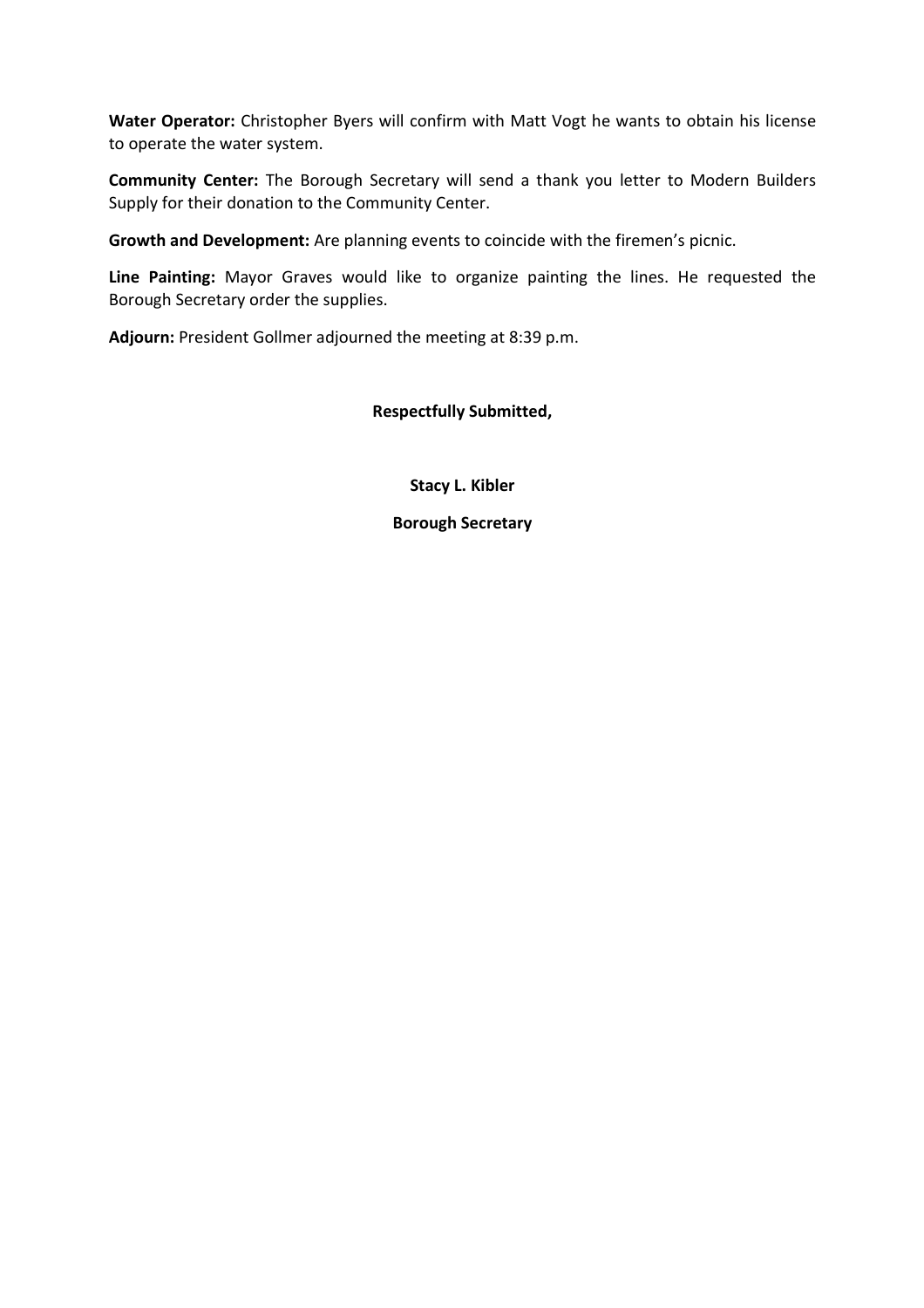**Water Operator:** Christopher Byers will confirm with Matt Vogt he wants to obtain his license to operate the water system.

**Community Center:** The Borough Secretary will send a thank you letter to Modern Builders Supply for their donation to the Community Center.

**Growth and Development:** Are planning events to coincide with the firemen's picnic.

**Line Painting:** Mayor Graves would like to organize painting the lines. He requested the Borough Secretary order the supplies.

**Adjourn:** President Gollmer adjourned the meeting at 8:39 p.m.

**Respectfully Submitted,**

**Stacy L. Kibler**

**Borough Secretary**